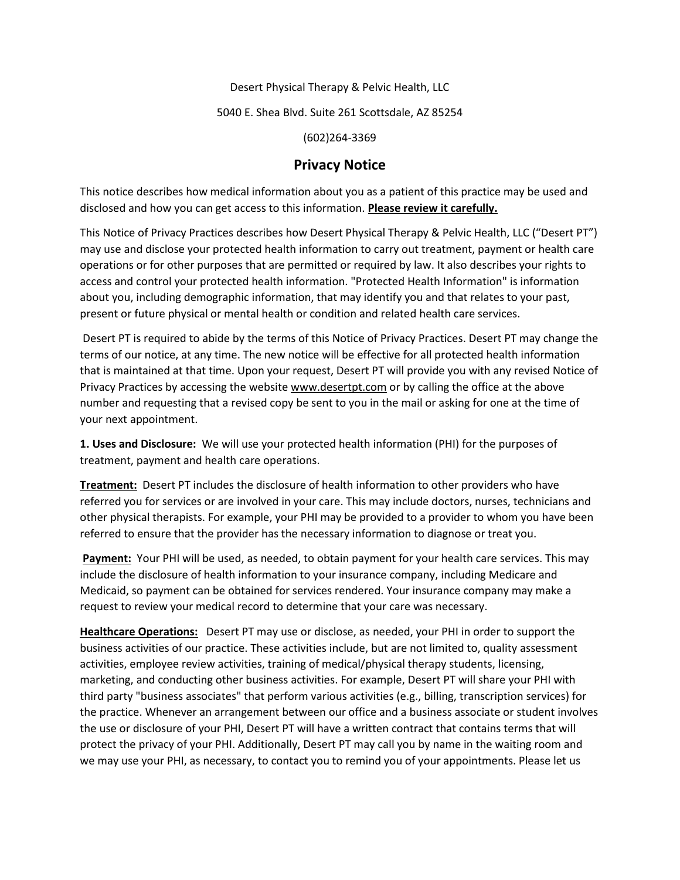Desert Physical Therapy & Pelvic Health, LLC

5040 E. Shea Blvd. Suite 261 Scottsdale, AZ 85254

(602)264-3369

# Privacy Notice

This notice describes how medical information about you as a patient of this practice may be used and disclosed and how you can get access to this information. **Please review it carefully.**

This Notice of Privacy Practices describes how Desert Physical Therapy & Pelvic Health, LLC ("Desert PT") may use and disclose your protected health information to carry out treatment, payment or health care operations or for other purposes that are permitted or required by law. It also describes your rights to access and control your protected health information. "Protected Health Information" is information about you, including demographic information, that may identify you and that relates to your past, present or future physical or mental health or condition and related health care services.

Desert PT is required to abide by the terms of this Notice of Privacy Practices. Desert PT may change the terms of our notice, at any time. The new notice will be effective for all protected health information that is maintained at that time. Upon your request, Desert PT will provide you with any revised Notice of Privacy Practices by accessing the website www.desertpt.com or by calling the office at the above number and requesting that a revised copy be sent to you in the mail or asking for one at the time of your next appointment.

**1. Uses and Disclosure:** We will use your protected health information (PHI) for the purposes of treatment, payment and health care operations.

**Treatment:** Desert PT includes the disclosure of health information to other providers who have referred you for services or are involved in your care. This may include doctors, nurses, technicians and other physical therapists. For example, your PHI may be provided to a provider to whom you have been referred to ensure that the provider has the necessary information to diagnose or treat you.

**Payment:** Your PHI will be used, as needed, to obtain payment for your health care services. This may include the disclosure of health information to your insurance company, including Medicare and Medicaid, so payment can be obtained for services rendered. Your insurance company may make a request to review your medical record to determine that your care was necessary.

**Healthcare Operations:** Desert PT may use or disclose, as needed, your PHI in order to support the business activities of our practice. These activities include, but are not limited to, quality assessment activities, employee review activities, training of medical/physical therapy students, licensing, marketing, and conducting other business activities. For example, Desert PT will share your PHI with third party "business associates" that perform various activities (e.g., billing, transcription services) for the practice. Whenever an arrangement between our office and a business associate or student involves the use or disclosure of your PHI, Desert PT will have a written contract that contains terms that will protect the privacy of your PHI. Additionally, Desert PT may call you by name in the waiting room and we may use your PHI, as necessary, to contact you to remind you of your appointments. Please let us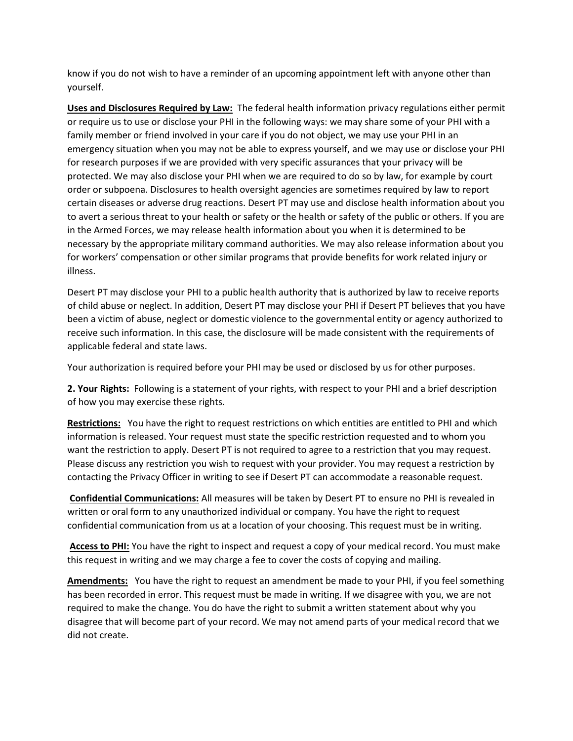know if you do not wish to have a reminder of an upcoming appointment left with anyone other than yourself.

**Uses and Disclosures Required by Law:** The federal health information privacy regulations either permit or require us to use or disclose your PHI in the following ways: we may share some of your PHI with a family member or friend involved in your care if you do not object, we may use your PHI in an emergency situation when you may not be able to express yourself, and we may use or disclose your PHI for research purposes if we are provided with very specific assurances that your privacy will be protected. We may also disclose your PHI when we are required to do so by law, for example by court order or subpoena. Disclosures to health oversight agencies are sometimes required by law to report certain diseases or adverse drug reactions. Desert PT may use and disclose health information about you to avert a serious threat to your health or safety or the health or safety of the public or others. If you are in the Armed Forces, we may release health information about you when it is determined to be necessary by the appropriate military command authorities. We may also release information about you for workers' compensation or other similar programs that provide benefits for work related injury or illness.

Desert PT may disclose your PHI to a public health authority that is authorized by law to receive reports of child abuse or neglect. In addition, Desert PT may disclose your PHI if Desert PT believes that you have been a victim of abuse, neglect or domestic violence to the governmental entity or agency authorized to receive such information. In this case, the disclosure will be made consistent with the requirements of applicable federal and state laws.

Your authorization is required before your PHI may be used or disclosed by us for other purposes.

**2. Your Rights:** Following is a statement of your rights, with respect to your PHI and a brief description of how you may exercise these rights.

**Restrictions:** You have the right to request restrictions on which entities are entitled to PHI and which information is released. Your request must state the specific restriction requested and to whom you want the restriction to apply. Desert PT is not required to agree to a restriction that you may request. Please discuss any restriction you wish to request with your provider. You may request a restriction by contacting the Privacy Officer in writing to see if Desert PT can accommodate a reasonable request.

**Confidential Communications:** All measures will be taken by Desert PT to ensure no PHI is revealed in written or oral form to any unauthorized individual or company. You have the right to request confidential communication from us at a location of your choosing. This request must be in writing.

**Access to PHI:** You have the right to inspect and request a copy of your medical record. You must make this request in writing and we may charge a fee to cover the costs of copying and mailing.

**Amendments:** You have the right to request an amendment be made to your PHI, if you feel something has been recorded in error. This request must be made in writing. If we disagree with you, we are not required to make the change. You do have the right to submit a written statement about why you disagree that will become part of your record. We may not amend parts of your medical record that we did not create.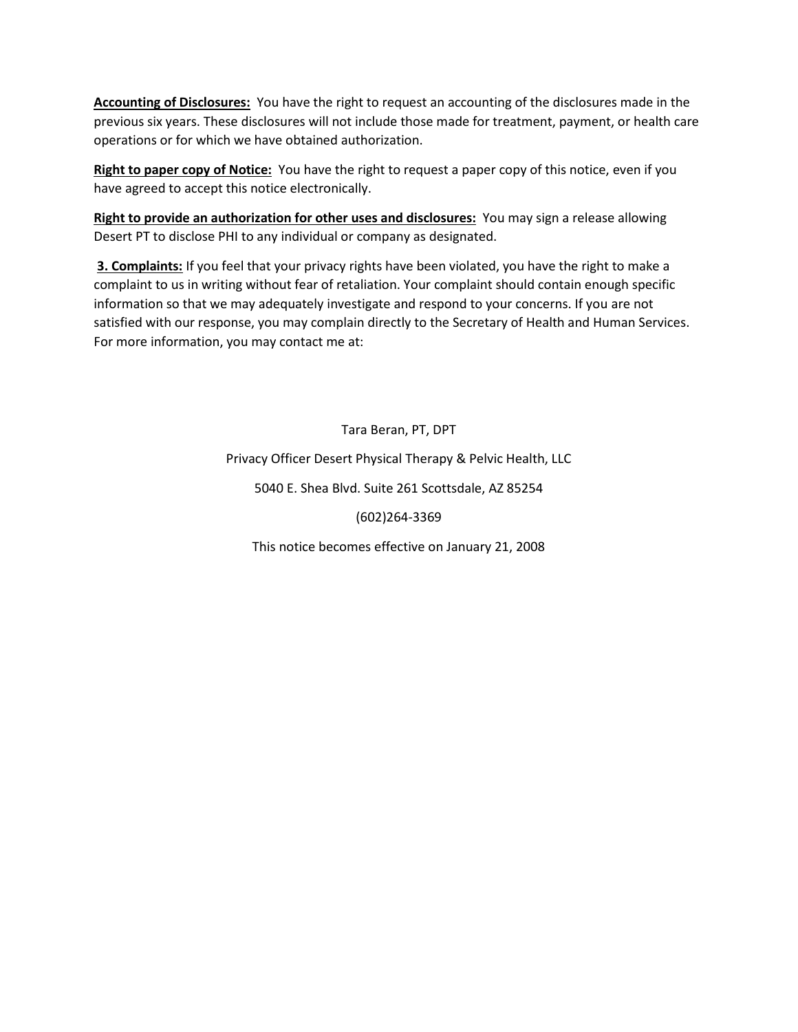**Accounting of Disclosures:** You have the right to request an accounting of the disclosures made in the previous six years. These disclosures will not include those made for treatment, payment, or health care operations or for which we have obtained authorization.

**Right to paper copy of Notice:** You have the right to request a paper copy of this notice, even if you have agreed to accept this notice electronically.

**Right to provide an authorization for other uses and disclosures:** You may sign a release allowing Desert PT to disclose PHI to any individual or company as designated.

**3. Complaints:** If you feel that your privacy rights have been violated, you have the right to make a complaint to us in writing without fear of retaliation. Your complaint should contain enough specific information so that we may adequately investigate and respond to your concerns. If you are not satisfied with our response, you may complain directly to the Secretary of Health and Human Services. For more information, you may contact me at:

Tara Beran, PT, DPT

Privacy Officer Desert Physical Therapy & Pelvic Health, LLC

5040 E. Shea Blvd. Suite 261 Scottsdale, AZ 85254

(602)264-3369

This notice becomes effective on January 21, 2008